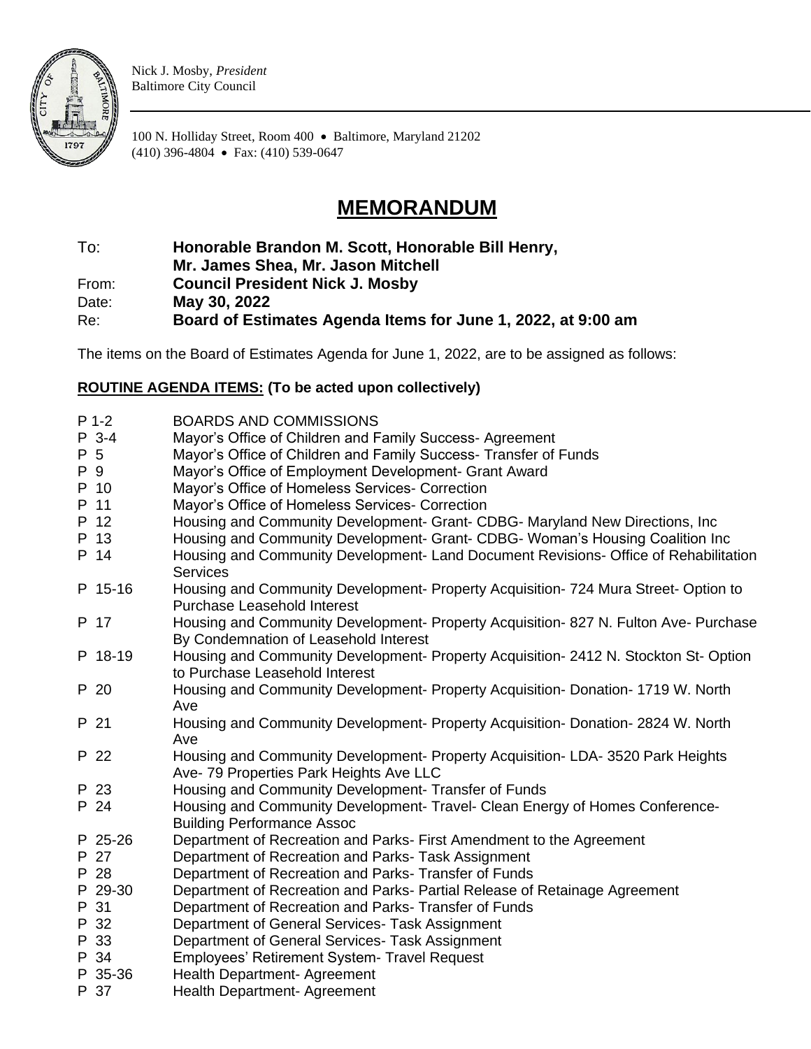Nick J. Mosby, *President*
Baltimore City Council

100 N. Holliday Street, Room 400 • Baltimore, Maryland 21202
(410) 396-4804 • Fax: (410) 539-0647

# MEMORANDUM

| | |
|---|---|
| To: | **Honorable Brandon M. Scott, Honorable Bill Henry, Mr. James Shea, Mr. Jason Mitchell** |
| From: | **Council President Nick J. Mosby** |
| Date: | **May 30, 2022** |
| Re: | **Board of Estimates Agenda Items for June 1, 2022, at 9:00 am** |

The items on the Board of Estimates Agenda for June 1, 2022, are to be assigned as follows:

**ROUTINE AGENDA ITEMS: (To be acted upon collectively)**

| | |
|---|---|
| P 1-2 | BOARDS AND COMMISSIONS |
| P 3-4 | Mayor's Office of Children and Family Success- Agreement |
| P 5 | Mayor's Office of Children and Family Success- Transfer of Funds |
| P 9 | Mayor's Office of Employment Development- Grant Award |
| P 10 | Mayor's Office of Homeless Services- Correction |
| P 11 | Mayor's Office of Homeless Services- Correction |
| P 12 | Housing and Community Development- Grant- CDBG- Maryland New Directions, Inc |
| P 13 | Housing and Community Development- Grant- CDBG- Woman's Housing Coalition Inc |
| P 14 | Housing and Community Development- Land Document Revisions- Office of Rehabilitation Services |
| P 15-16 | Housing and Community Development- Property Acquisition- 724 Mura Street- Option to Purchase Leasehold Interest |
| P 17 | Housing and Community Development- Property Acquisition- 827 N. Fulton Ave- Purchase By Condemnation of Leasehold Interest |
| P 18-19 | Housing and Community Development- Property Acquisition- 2412 N. Stockton St- Option to Purchase Leasehold Interest |
| P 20 | Housing and Community Development- Property Acquisition- Donation- 1719 W. North Ave |
| P 21 | Housing and Community Development- Property Acquisition- Donation- 2824 W. North Ave |
| P 22 | Housing and Community Development- Property Acquisition- LDA- 3520 Park Heights Ave- 79 Properties Park Heights Ave LLC |
| P 23 | Housing and Community Development- Transfer of Funds |
| P 24 | Housing and Community Development- Travel- Clean Energy of Homes Conference- Building Performance Assoc |
| P 25-26 | Department of Recreation and Parks- First Amendment to the Agreement |
| P 27 | Department of Recreation and Parks- Task Assignment |
| P 28 | Department of Recreation and Parks- Transfer of Funds |
| P 29-30 | Department of Recreation and Parks- Partial Release of Retainage Agreement |
| P 31 | Department of Recreation and Parks- Transfer of Funds |
| P 32 | Department of General Services- Task Assignment |
| P 33 | Department of General Services- Task Assignment |
| P 34 | Employees' Retirement System- Travel Request |
| P 35-36 | Health Department- Agreement |
| P 37 | Health Department- Agreement |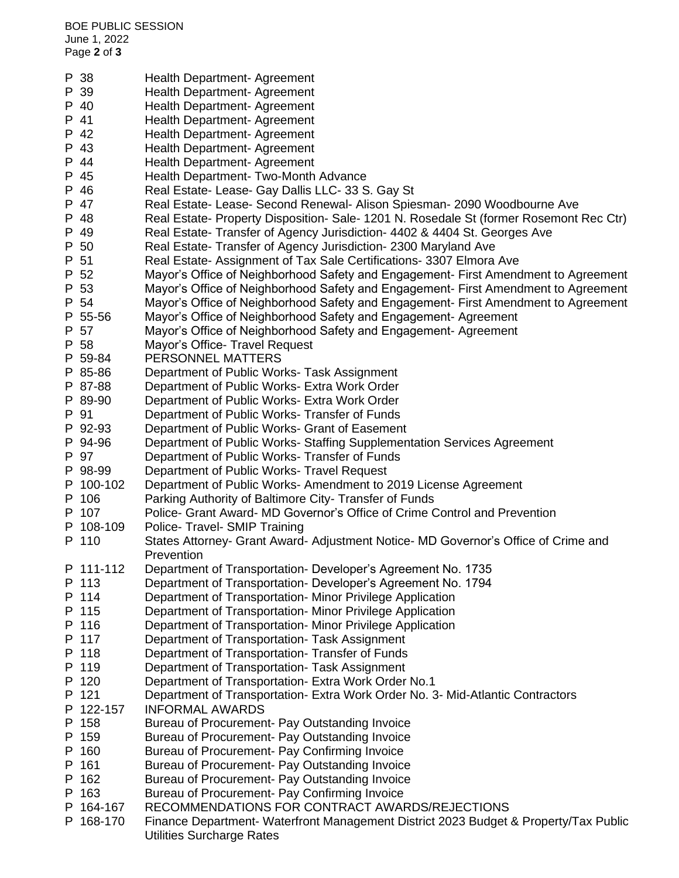| | |
|---|---|
| P 38 | Health Department- Agreement |
| P 39 | Health Department- Agreement |
| P 40 | Health Department- Agreement |
| P 41 | Health Department- Agreement |
| P 42 | Health Department- Agreement |
| P 43 | Health Department- Agreement |
| P 44 | Health Department- Agreement |
| P 45 | Health Department- Two-Month Advance |
| P 46 | Real Estate- Lease- Gay Dallis LLC- 33 S. Gay St |
| P 47 | Real Estate- Lease- Second Renewal- Alison Spiesman- 2090 Woodbourne Ave |
| P 48 | Real Estate- Property Disposition- Sale- 1201 N. Rosedale St (former Rosemont Rec Ctr) |
| P 49 | Real Estate- Transfer of Agency Jurisdiction- 4402 & 4404 St. Georges Ave |
| P 50 | Real Estate- Transfer of Agency Jurisdiction- 2300 Maryland Ave |
| P 51 | Real Estate- Assignment of Tax Sale Certifications- 3307 Elmora Ave |
| P 52 | Mayor's Office of Neighborhood Safety and Engagement- First Amendment to Agreement |
| P 53 | Mayor's Office of Neighborhood Safety and Engagement- First Amendment to Agreement |
| P 54 | Mayor's Office of Neighborhood Safety and Engagement- First Amendment to Agreement |
| P 55-56 | Mayor's Office of Neighborhood Safety and Engagement- Agreement |
| P 57 | Mayor's Office of Neighborhood Safety and Engagement- Agreement |
| P 58 | Mayor's Office- Travel Request |
| P 59-84 | PERSONNEL MATTERS |
| P 85-86 | Department of Public Works- Task Assignment |
| P 87-88 | Department of Public Works- Extra Work Order |
| P 89-90 | Department of Public Works- Extra Work Order |
| P 91 | Department of Public Works- Transfer of Funds |
| P 92-93 | Department of Public Works- Grant of Easement |
| P 94-96 | Department of Public Works- Staffing Supplementation Services Agreement |
| P 97 | Department of Public Works- Transfer of Funds |
| P 98-99 | Department of Public Works- Travel Request |
| P 100-102 | Department of Public Works- Amendment to 2019 License Agreement |
| P 106 | Parking Authority of Baltimore City- Transfer of Funds |
| P 107 | Police- Grant Award- MD Governor's Office of Crime Control and Prevention |
| P 108-109 | Police- Travel- SMIP Training |
| P 110 | States Attorney- Grant Award- Adjustment Notice- MD Governor's Office of Crime and Prevention |
| P 111-112 | Department of Transportation- Developer's Agreement No. 1735 |
| P 113 | Department of Transportation- Developer's Agreement No. 1794 |
| P 114 | Department of Transportation- Minor Privilege Application |
| P 115 | Department of Transportation- Minor Privilege Application |
| P 116 | Department of Transportation- Minor Privilege Application |
| P 117 | Department of Transportation- Task Assignment |
| P 118 | Department of Transportation- Transfer of Funds |
| P 119 | Department of Transportation- Task Assignment |
| P 120 | Department of Transportation- Extra Work Order No.1 |
| P 121 | Department of Transportation- Extra Work Order No. 3- Mid-Atlantic Contractors |
| P 122-157 | INFORMAL AWARDS |
| P 158 | Bureau of Procurement- Pay Outstanding Invoice |
| P 159 | Bureau of Procurement- Pay Outstanding Invoice |
| P 160 | Bureau of Procurement- Pay Confirming Invoice |
| P 161 | Bureau of Procurement- Pay Outstanding Invoice |
| P 162 | Bureau of Procurement- Pay Outstanding Invoice |
| P 163 | Bureau of Procurement- Pay Confirming Invoice |
| P 164-167 | RECOMMENDATIONS FOR CONTRACT AWARDS/REJECTIONS |
| P 168-170 | Finance Department- Waterfront Management District 2023 Budget & Property/Tax Public Utilities Surcharge Rates |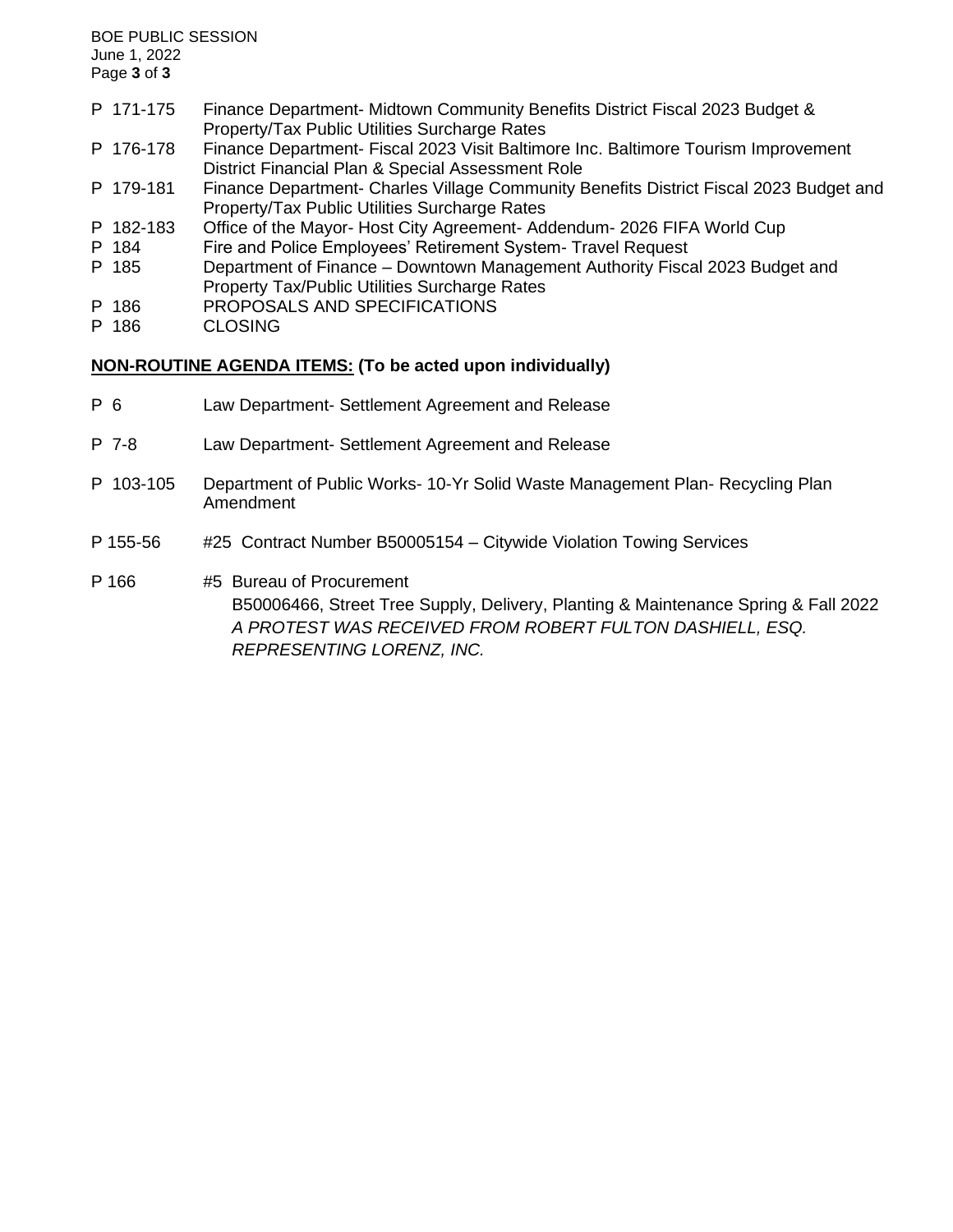| | |
|---|---|
| P 171-175 | Finance Department- Midtown Community Benefits District Fiscal 2023 Budget & Property/Tax Public Utilities Surcharge Rates |
| P 176-178 | Finance Department- Fiscal 2023 Visit Baltimore Inc. Baltimore Tourism Improvement District Financial Plan & Special Assessment Role |
| P 179-181 | Finance Department- Charles Village Community Benefits District Fiscal 2023 Budget and Property/Tax Public Utilities Surcharge Rates |
| P 182-183 | Office of the Mayor- Host City Agreement- Addendum- 2026 FIFA World Cup |
| P 184 | Fire and Police Employees' Retirement System- Travel Request |
| P 185 | Department of Finance – Downtown Management Authority Fiscal 2023 Budget and Property Tax/Public Utilities Surcharge Rates |
| P 186 | PROPOSALS AND SPECIFICATIONS |
| P 186 | CLOSING |

**<u>NON-ROUTINE AGENDA ITEMS:</u> (To be acted upon individually)**

| | |
|---|---|
| P 6 | Law Department- Settlement Agreement and Release |
| P 7-8 | Law Department- Settlement Agreement and Release |
| P 103-105 | Department of Public Works- 10-Yr Solid Waste Management Plan- Recycling Plan Amendment |
| P 155-56 | #25 Contract Number B50005154 – Citywide Violation Towing Services |
| P 166 | #5 Bureau of Procurement<br>B50006466, Street Tree Supply, Delivery, Planting & Maintenance Spring & Fall 2022<br>*A PROTEST WAS RECEIVED FROM ROBERT FULTON DASHIELL, ESQ. REPRESENTING LORENZ, INC.* |